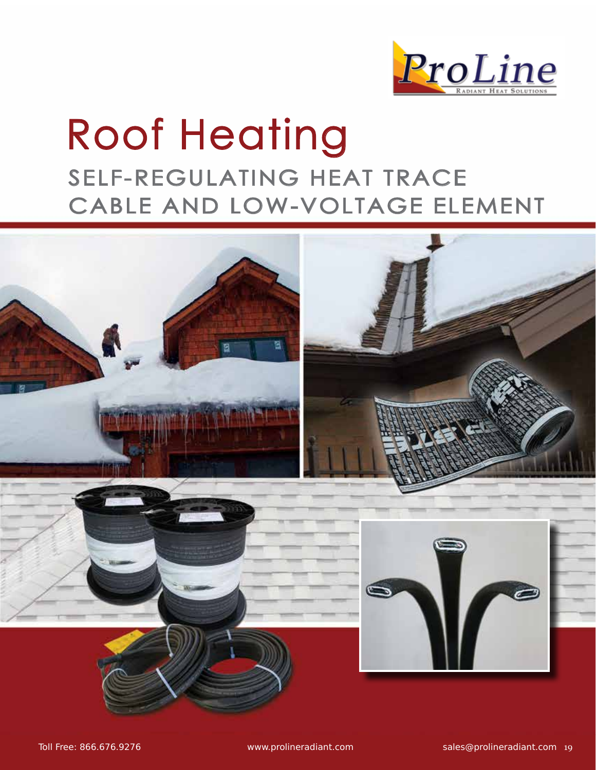# Roof Heating

## SELF-REGULATING HEAT TRACE CABLE AND LOW-VOLTAGE ELEMENT

Toll Free: 866.676.9276 www.prolineradiant.com sales@prolineradiant.com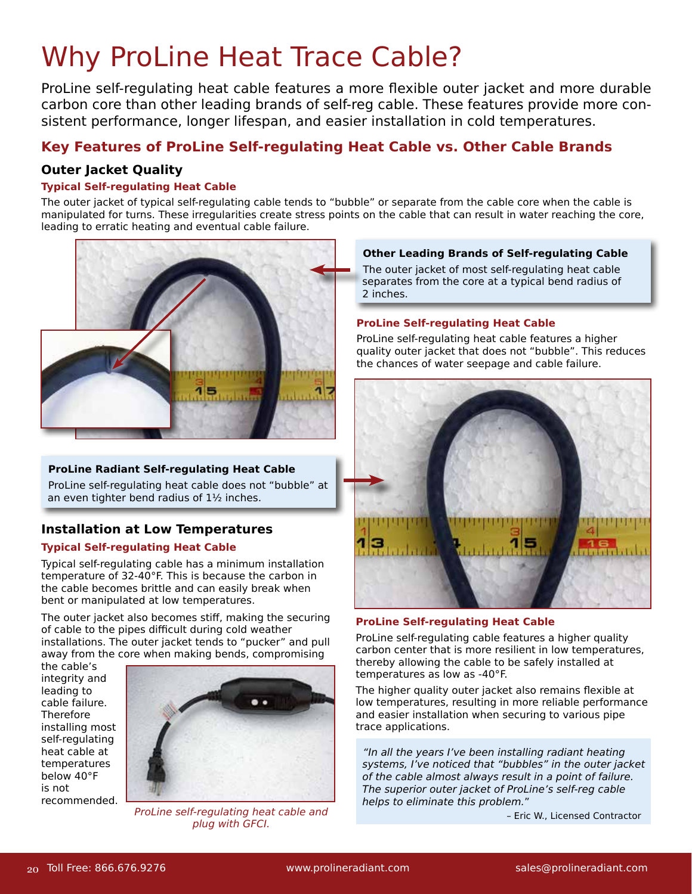# Why ProLine Heat Trace Cable?

ProLine self-regulating heat cable features a more flexible outer jacket and more durable carbon core than other leading brands of self-reg cable. These features provide more consistent performance, longer lifespan, and easier installation in cold temperatures.

## Key Features of ProLine Self-regulating Heat Cable vs. Other Cable Brands

### Outer Jacket Quality

#### Typical Self-regulating Heat Cable

The outer jacket of typical self-regulating cable tends to "bubble" or separate from the cable core when the cable is manipulated for turns. These irregularities create stress points on the cable that can result in water reaching the core, leading to erratic heating and eventual cable failure.

**Other Leading Brands of Self-regulating Cable**

The outer jacket of most self-regulating heat cable separates from the core at a typical bend radius of 2 inches.

#### ProLine Self-regulating Heat Cable

ProLine self-regulating heat cable features a higher quality outer jacket that does not "bubble". This reduces the chances of water seepage and cable failure.

**ProLine Radiant Self-regulating Heat Cable**

ProLine self-regulating heat cable does not "bubble" at an even tighter bend radius of 1½ inches.

### Installation at Low Temperatures

#### Typical Self-regulating Heat Cable

Typical self-regulating cable has a minimum installation temperature of 32-40°F. This is because the carbon in the cable becomes brittle and can easily break when bent or manipulated at low temperatures.

The outer jacket also becomes stiff, making the securing of cable to the pipes difficult during cold weather installations. The outer jacket tends to "pucker" and pull away from the core when making bends, compromising the cable's integrity and leading to cable failure. Therefore installing most self-regulating heat cable at temperatures below 40°F is not recommended.

*ProLine self-regulating heat cable and plug with GFCI.*

#### ProLine Self-regulating Heat Cable

ProLine self-regulating cable features a higher quality carbon center that is more resilient in low temperatures, thereby allowing the cable to be safely installed at temperatures as low as -40°F.

The higher quality outer jacket also remains flexible at low temperatures, resulting in more reliable performance and easier installation when securing to various pipe trace applications.

> *"In all the years I've been installing radiant heating systems, I've noticed that "bubbles" in the outer jacket of the cable almost always result in a point of failure. The superior outer jacket of ProLine's self-reg cable helps to eliminate this problem."*
>
> – Eric W., Licensed Contractor

Toll Free: 866.676.9276 www.prolineradiant.com sales@prolineradiant.com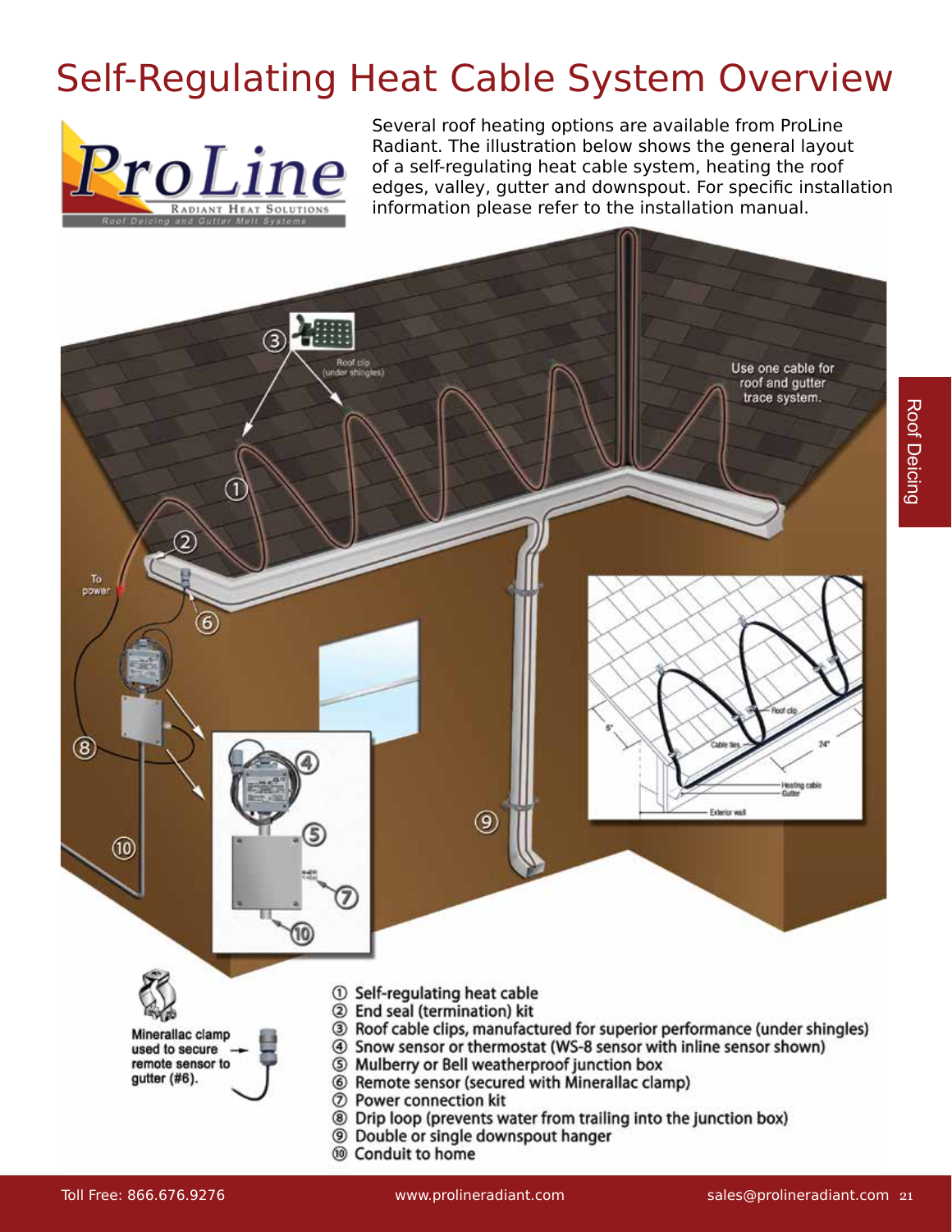# Self-Regulating Heat Cable System Overview

Several roof heating options are available from ProLine Radiant. The illustration below shows the general layout of a self-regulating heat cable system, heating the roof edges, valley, gutter and downspout. For specific installation information please refer to the installation manual.

Use one cable for roof and gutter trace system.

Minerallac clamp used to secure remote sensor to gutter (#6).

1. Self-regulating heat cable
2. End seal (termination) kit
3. Roof cable clips, manufactured for superior performance (under shingles)
4. Snow sensor or thermostat (WS-8 sensor with inline sensor shown)
5. Mulberry or Bell weatherproof junction box
6. Remote sensor (secured with Mineralllac clamp)
7. Power connection kit
8. Drip loop (prevents water from trailing into the junction box)
9. Double or single downspout hanger
10. Conduit to home

Roof Deicing

Toll Free: 866.676.9276 www.prolineradiant.com sales@prolineradiant.com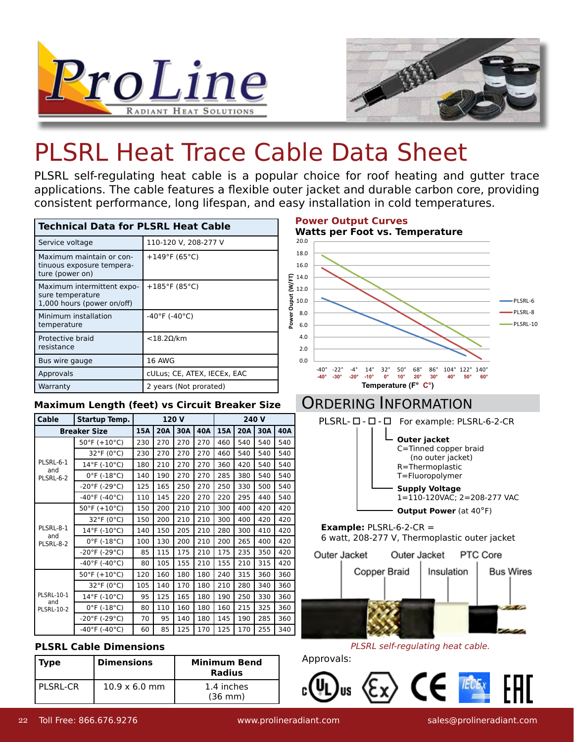# PLSRL Heat Trace Cable Data Sheet

PLSRL self-regulating heat cable is a popular choice for roof heating and gutter trace applications. The cable features a flexible outer jacket and durable carbon core, providing consistent performance, long lifespan, and easy installation in cold temperatures.

| Technical Data for PLSRL Heat Cable | |
|---|---|
| Service voltage | 110-120 V, 208-277 V |
| Maximum maintain or continuous exposure temperature (power on) | +149°F (65°C) |
| Maximum intermittent exposure temperature 1,000 hours (power on/off) | +185°F (85°C) |
| Minimum installation temperature | -40°F (-40°C) |
| Protective braid resistance | <18.2Ω/km |
| Bus wire gauge | 16 AWG |
| Approvals | cULus; CE, ATEX, IECEx, EAC |
| Warranty | 2 years (Not prorated) |

**Power Output Curves**

**Watts per Foot vs. Temperature**

Power Ouput (W/FT): 0.0 – 20.0; Series: PLSRL-6, PLSRL-8, PLSRL-10

Temperature (F° C°): -40° / -40°, -22° / -30°, -4° / -20°, 14° / -10°, 32° / 0°, 50° / 10°, 68° / 20°, 86° / 30°, 104° / 40°, 122° / 50°, 140° / 60°

### Maximum Length (feet) vs Circuit Breaker Size

| Cable | Startup Temp. | 120 V | | | | 240 V | | | |
|---|---|---|---|---|---|---|---|---|---|
| Breaker Size | | 15A | 20A | 30A | 40A | 15A | 20A | 30A | 40A |
| PLSRL-6-1 and PLSRL-6-2 | 50°F (+10°C) | 230 | 270 | 270 | 270 | 460 | 540 | 540 | 540 |
| | 32°F (0°C) | 230 | 270 | 270 | 270 | 460 | 540 | 540 | 540 |
| | 14°F (-10°C) | 180 | 210 | 270 | 270 | 360 | 420 | 540 | 540 |
| | 0°F (-18°C) | 140 | 190 | 270 | 270 | 285 | 380 | 540 | 540 |
| | -20°F (-29°C) | 125 | 165 | 250 | 270 | 250 | 330 | 500 | 540 |
| | -40°F (-40°C) | 110 | 145 | 220 | 270 | 220 | 295 | 440 | 540 |
| PLSRL-8-1 and PLSRL-8-2 | 50°F (+10°C) | 150 | 200 | 210 | 210 | 300 | 400 | 420 | 420 |
| | 32°F (0°C) | 150 | 200 | 210 | 210 | 300 | 400 | 420 | 420 |
| | 14°F (-10°C) | 140 | 150 | 205 | 210 | 280 | 300 | 410 | 420 |
| | 0°F (-18°C) | 100 | 130 | 200 | 210 | 200 | 265 | 400 | 420 |
| | -20°F (-29°C) | 85 | 115 | 175 | 210 | 175 | 235 | 350 | 420 |
| | -40°F (-40°C) | 80 | 105 | 155 | 210 | 155 | 210 | 315 | 420 |
| PLSRL-10-1 and PLSRL-10-2 | 50°F (+10°C) | 120 | 160 | 180 | 180 | 240 | 315 | 360 | 360 |
| | 32°F (0°C) | 105 | 140 | 170 | 180 | 210 | 280 | 340 | 360 |
| | 14°F (-10°C) | 95 | 125 | 165 | 180 | 190 | 250 | 330 | 360 |
| | 0°F (-18°C) | 80 | 110 | 160 | 180 | 160 | 215 | 325 | 360 |
| | -20°F (-29°C) | 70 | 95 | 140 | 180 | 145 | 190 | 285 | 360 |
| | -40°F (-40°C) | 60 | 85 | 125 | 170 | 125 | 170 | 255 | 340 |

### PLSRL Cable Dimensions

| Type | Dimensions | Minimum Bend Radius |
|---|---|---|
| PLSRL-CR | 10.9 x 6.0 mm | 1.4 inches (36 mm) |

## Ordering Information

PLSRL- □ - □ - □ For example: PLSRL-6-2-CR

- **Outer jacket**
  C=Tinned copper braid (no outer jacket)
  R=Thermoplastic
  T=Fluoropolymer
- **Supply Voltage**
  1=110-120VAC; 2=208-277 VAC
- **Output Power** (at 40°F)

**Example:** PLSRL-6-2-CR = 6 watt, 208-277 V, Thermoplastic outer jacket

Outer Jacket, Copper Braid, Outer Jacket, Insulation, PTC Core, Bus Wires

*PLSRL self-regulating heat cable.*

Approvals: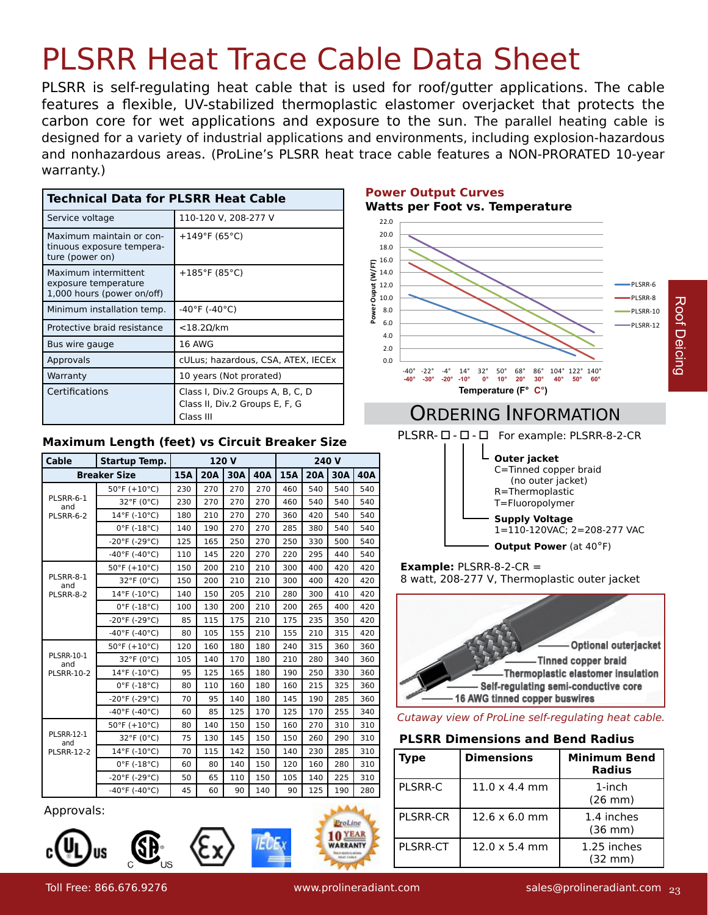# PLSRR Heat Trace Cable Data Sheet

PLSRR is self-regulating heat cable that is used for roof/gutter applications. The cable features a flexible, UV-stabilized thermoplastic elastomer overjacket that protects the carbon core for wet applications and exposure to the sun. The parallel heating cable is designed for a variety of industrial applications and environments, including explosion-hazardous and nonhazardous areas. (ProLine's PLSRR heat trace cable features a NON-PRORATED 10-year warranty.)

| Technical Data for PLSRR Heat Cable | |
|---|---|
| Service voltage | 110-120 V, 208-277 V |
| Maximum maintain or continuous exposure temperature (power on) | +149°F (65°C) |
| Maximum intermittent exposure temperature 1,000 hours (power on/off) | +185°F (85°C) |
| Minimum installation temp. | -40°F (-40°C) |
| Protective braid resistance | <18.2Ω/km |
| Bus wire gauge | 16 AWG |
| Approvals | cULus; hazardous, CSA, ATEX, IECEx |
| Warranty | 10 years (Not prorated) |
| Certifications | Class I, Div.2 Groups A, B, C, D<br>Class II, Div.2 Groups E, F, G<br>Class III |

### Maximum Length (feet) vs Circuit Breaker Size

| Cable | Startup Temp. | 120 V | | | | 240 V | | | |
|---|---|---|---|---|---|---|---|---|---|
| Breaker Size | | 15A | 20A | 30A | 40A | 15A | 20A | 30A | 40A |
| PLSRR-6-1 and PLSRR-6-2 | 50°F (+10°C) | 230 | 270 | 270 | 270 | 460 | 540 | 540 | 540 |
| | 32°F (0°C) | 230 | 270 | 270 | 270 | 460 | 540 | 540 | 540 |
| | 14°F (-10°C) | 180 | 210 | 270 | 270 | 360 | 420 | 540 | 540 |
| | 0°F (-18°C) | 140 | 190 | 270 | 270 | 285 | 380 | 540 | 540 |
| | -20°F (-29°C) | 125 | 165 | 250 | 270 | 250 | 330 | 500 | 540 |
| | -40°F (-40°C) | 110 | 145 | 220 | 270 | 220 | 295 | 440 | 540 |
| PLSRR-8-1 and PLSRR-8-2 | 50°F (+10°C) | 150 | 200 | 210 | 210 | 300 | 400 | 420 | 420 |
| | 32°F (0°C) | 150 | 200 | 210 | 210 | 300 | 400 | 420 | 420 |
| | 14°F (-10°C) | 140 | 150 | 205 | 210 | 280 | 300 | 410 | 420 |
| | 0°F (-18°C) | 100 | 130 | 200 | 210 | 200 | 265 | 400 | 420 |
| | -20°F (-29°C) | 85 | 115 | 175 | 210 | 175 | 235 | 350 | 420 |
| | -40°F (-40°C) | 80 | 105 | 155 | 210 | 155 | 210 | 315 | 420 |
| PLSRR-10-1 and PLSRR-10-2 | 50°F (+10°C) | 120 | 160 | 180 | 180 | 240 | 315 | 360 | 360 |
| | 32°F (0°C) | 105 | 140 | 170 | 180 | 210 | 280 | 340 | 360 |
| | 14°F (-10°C) | 95 | 125 | 165 | 180 | 190 | 250 | 330 | 360 |
| | 0°F (-18°C) | 80 | 110 | 160 | 180 | 160 | 215 | 325 | 360 |
| | -20°F (-29°C) | 70 | 95 | 140 | 180 | 145 | 190 | 285 | 360 |
| | -40°F (-40°C) | 60 | 85 | 125 | 170 | 125 | 170 | 255 | 340 |
| PLSRR-12-1 and PLSRR-12-2 | 50°F (+10°C) | 80 | 140 | 150 | 150 | 160 | 270 | 310 | 310 |
| | 32°F (0°C) | 75 | 130 | 145 | 150 | 150 | 260 | 290 | 310 |
| | 14°F (-10°C) | 70 | 115 | 142 | 150 | 140 | 230 | 285 | 310 |
| | 0°F (-18°C) | 60 | 80 | 140 | 150 | 120 | 160 | 280 | 310 |
| | -20°F (-29°C) | 50 | 65 | 110 | 150 | 105 | 140 | 225 | 310 |
| | -40°F (-40°C) | 45 | 60 | 90 | 140 | 90 | 125 | 190 | 280 |

Approvals:

### Power Output Curves
**Watts per Foot vs. Temperature**

## Ordering Information

PLSRR- □ - □ - □ For example: PLSRR-8-2-CR

- **Outer jacket**
  C=Tinned copper braid (no outer jacket)
  R=Thermoplastic
  T=Fluoropolymer
- **Supply Voltage**
  1=110-120VAC; 2=208-277 VAC
- **Output Power** (at 40°F)

**Example:** PLSRR-8-2-CR =
8 watt, 208-277 V, Thermoplastic outer jacket

*Cutaway view of ProLine self-regulating heat cable.*

### PLSRR Dimensions and Bend Radius

| Type | Dimensions | Minimum Bend Radius |
|---|---|---|
| PLSRR-C | 11.0 x 4.4 mm | 1-inch (26 mm) |
| PLSRR-CR | 12.6 x 6.0 mm | 1.4 inches (36 mm) |
| PLSRR-CT | 12.0 x 5.4 mm | 1.25 inches (32 mm) |

Toll Free: 866.676.9276 www.prolineradiant.com sales@prolineradiant.com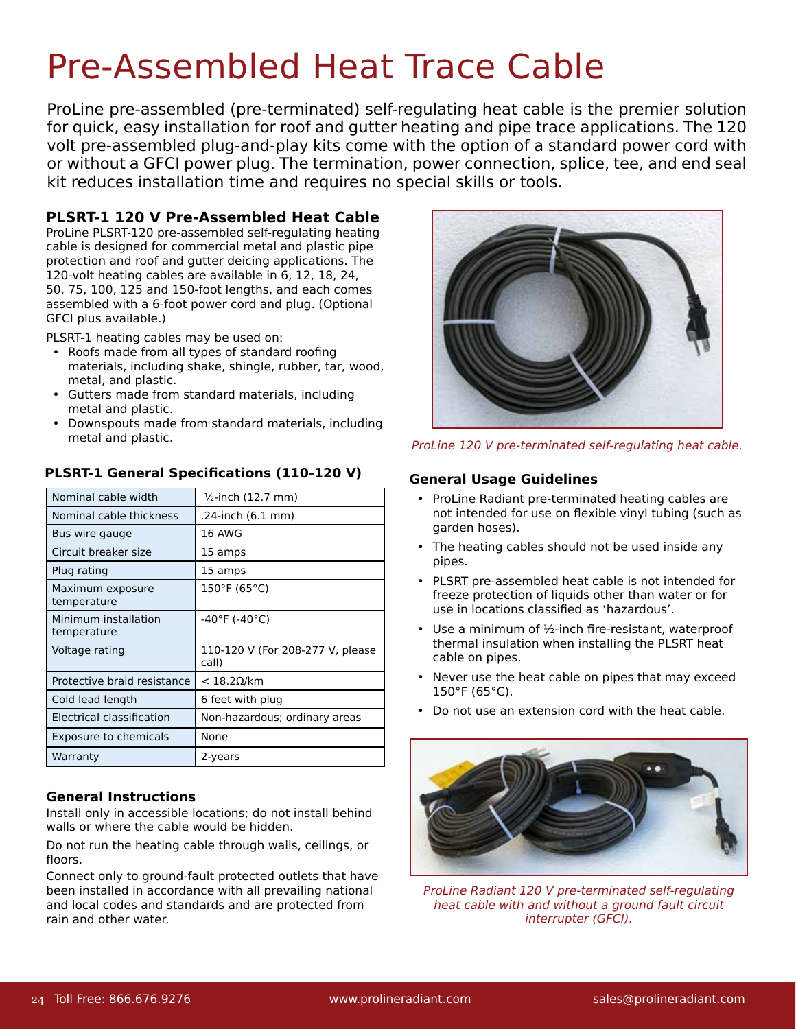# Pre-Assembled Heat Trace Cable

ProLine pre-assembled (pre-terminated) self-regulating heat cable is the premier solution for quick, easy installation for roof and gutter heating and pipe trace applications. The 120 volt pre-assembled plug-and-play kits come with the option of a standard power cord with or without a GFCI power plug. The termination, power connection, splice, tee, and end seal kit reduces installation time and requires no special skills or tools.

## PLSRT-1 120 V Pre-Assembled Heat Cable

ProLine PLSRT-120 pre-assembled self-regulating heating cable is designed for commercial metal and plastic pipe protection and roof and gutter deicing applications. The 120-volt heating cables are available in 6, 12, 18, 24, 50, 75, 100, 125 and 150-foot lengths, and each comes assembled with a 6-foot power cord and plug. (Optional GFCI plus available.)

PLSRT-1 heating cables may be used on:

- Roofs made from all types of standard roofing materials, including shake, shingle, rubber, tar, wood, metal, and plastic.
- Gutters made from standard materials, including metal and plastic.
- Downspouts made from standard materials, including metal and plastic.

*ProLine 120 V pre-terminated self-regulating heat cable.*

### PLSRT-1 General Specifications (110-120 V)

| Specification | Value |
|---|---|
| Nominal cable width | ½-inch (12.7 mm) |
| Nominal cable thickness | .24-inch (6.1 mm) |
| Bus wire gauge | 16 AWG |
| Circuit breaker size | 15 amps |
| Plug rating | 15 amps |
| Maximum exposure temperature | 150°F (65°C) |
| Minimum installation temperature | -40°F (-40°C) |
| Voltage rating | 110-120 V (For 208-277 V, please call) |
| Protective braid resistance | < 18.2Ω/km |
| Cold lead length | 6 feet with plug |
| Electrical classification | Non-hazardous; ordinary areas |
| Exposure to chemicals | None |
| Warranty | 2-years |

### General Instructions

Install only in accessible locations; do not install behind walls or where the cable would be hidden.

Do not run the heating cable through walls, ceilings, or floors.

Connect only to ground-fault protected outlets that have been installed in accordance with all prevailing national and local codes and standards and are protected from rain and other water.

### General Usage Guidelines

- ProLine Radiant pre-terminated heating cables are not intended for use on flexible vinyl tubing (such as garden hoses).
- The heating cables should not be used inside any pipes.
- PLSRT pre-assembled heat cable is not intended for freeze protection of liquids other than water or for use in locations classified as 'hazardous'.
- Use a minimum of ½-inch fire-resistant, waterproof thermal insulation when installing the PLSRT heat cable on pipes.
- Never use the heat cable on pipes that may exceed 150°F (65°C).
- Do not use an extension cord with the heat cable.

*ProLine Radiant 120 V pre-terminated self-regulating heat cable with and without a ground fault circuit interrupter (GFCI).*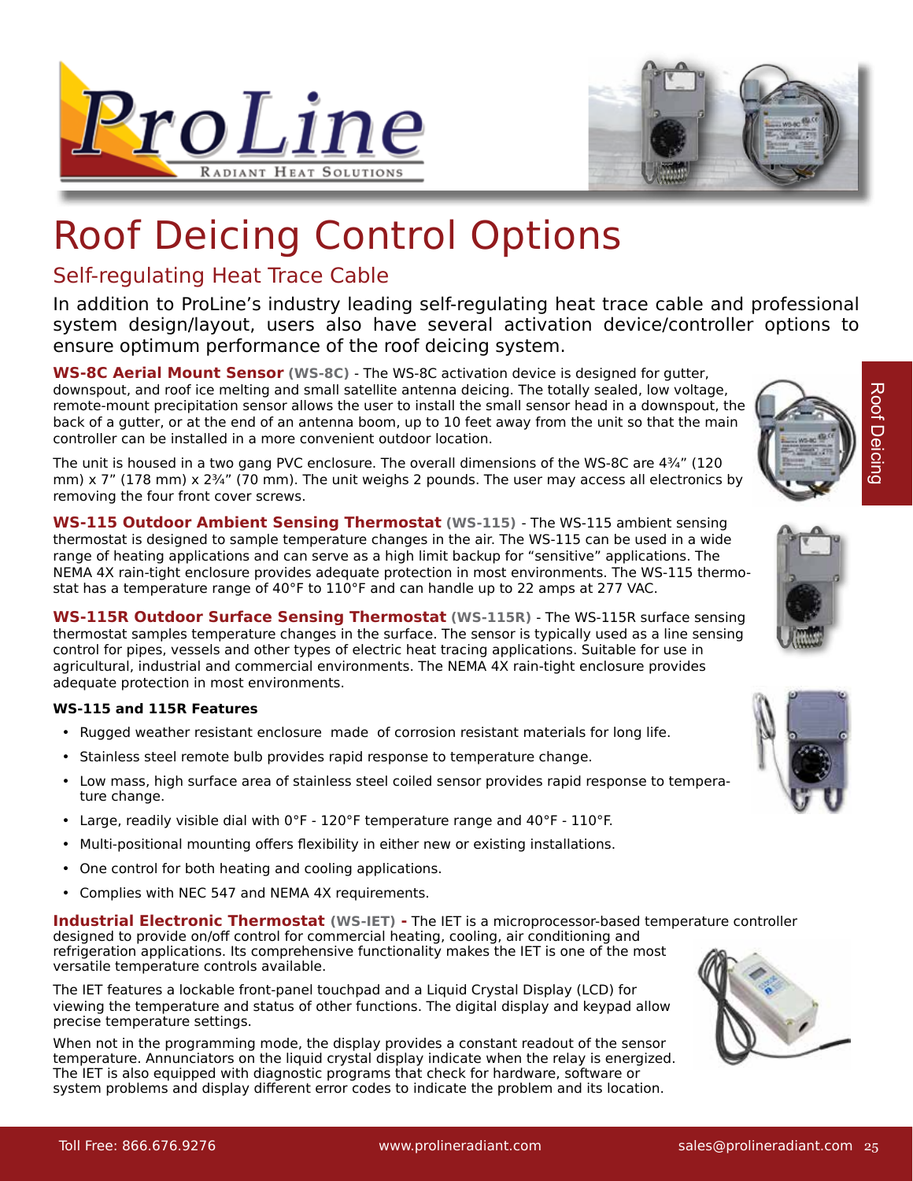# Roof Deicing Control Options

## Self-regulating Heat Trace Cable

In addition to ProLine's industry leading self-regulating heat trace cable and professional system design/layout, users also have several activation device/controller options to ensure optimum performance of the roof deicing system.

**WS-8C Aerial Mount Sensor (WS-8C)** - The WS-8C activation device is designed for gutter, downspout, and roof ice melting and small satellite antenna deicing. The totally sealed, low voltage, remote-mount precipitation sensor allows the user to install the small sensor head in a downspout, the back of a gutter, or at the end of an antenna boom, up to 10 feet away from the unit so that the main controller can be installed in a more convenient outdoor location.

The unit is housed in a two gang PVC enclosure. The overall dimensions of the WS-8C are 4¾" (120 mm) x 7" (178 mm) x 2¾" (70 mm). The unit weighs 2 pounds. The user may access all electronics by removing the four front cover screws.

**WS-115 Outdoor Ambient Sensing Thermostat (WS-115)** - The WS-115 ambient sensing thermostat is designed to sample temperature changes in the air. The WS-115 can be used in a wide range of heating applications and can serve as a high limit backup for "sensitive" applications. The NEMA 4X rain-tight enclosure provides adequate protection in most environments. The WS-115 thermostat has a temperature range of 40°F to 110°F and can handle up to 22 amps at 277 VAC.

**WS-115R Outdoor Surface Sensing Thermostat (WS-115R)** - The WS-115R surface sensing thermostat samples temperature changes in the surface. The sensor is typically used as a line sensing control for pipes, vessels and other types of electric heat tracing applications. Suitable for use in agricultural, industrial and commercial environments. The NEMA 4X rain-tight enclosure provides adequate protection in most environments.

**WS-115 and 115R Features**

- Rugged weather resistant enclosure made of corrosion resistant materials for long life.
- Stainless steel remote bulb provides rapid response to temperature change.
- Low mass, high surface area of stainless steel coiled sensor provides rapid response to temperature change.
- Large, readily visible dial with 0°F - 120°F temperature range and 40°F - 110°F.
- Multi-positional mounting offers flexibility in either new or existing installations.
- One control for both heating and cooling applications.
- Complies with NEC 547 and NEMA 4X requirements.

**Industrial Electronic Thermostat (WS-IET) -** The IET is a microprocessor-based temperature controller designed to provide on/off control for commercial heating, cooling, air conditioning and refrigeration applications. Its comprehensive functionality makes the IET is one of the most versatile temperature controls available.

The IET features a lockable front-panel touchpad and a Liquid Crystal Display (LCD) for viewing the temperature and status of other functions. The digital display and keypad allow precise temperature settings.

When not in the programming mode, the display provides a constant readout of the sensor temperature. Annunciators on the liquid crystal display indicate when the relay is energized. The IET is also equipped with diagnostic programs that check for hardware, software or system problems and display different error codes to indicate the problem and its location.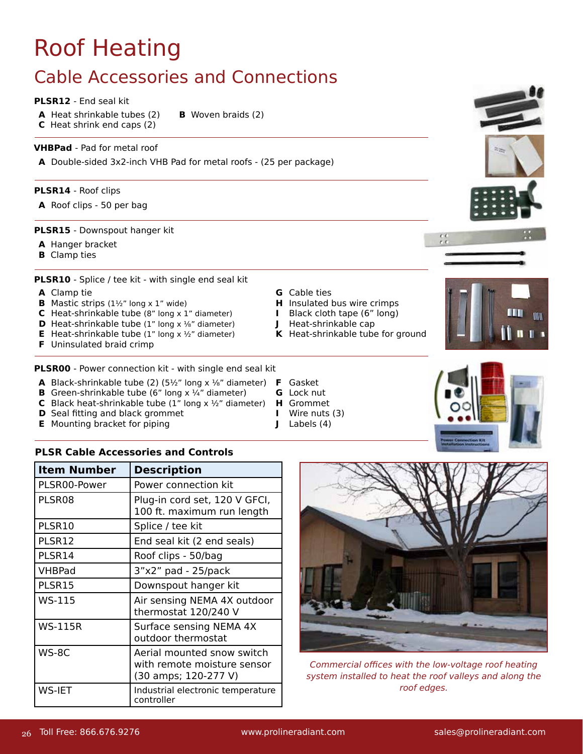# Roof Heating

## Cable Accessories and Connections

**PLSR12** - End seal kit

- **A** Heat shrinkable tubes (2)
- **B** Woven braids (2)
- **C** Heat shrink end caps (2)

**VHBPad** - Pad for metal roof

- **A** Double-sided 3x2-inch VHB Pad for metal roofs - (25 per package)

**PLSR14** - Roof clips

- **A** Roof clips - 50 per bag

**PLSR15** - Downspout hanger kit

- **A** Hanger bracket
- **B** Clamp ties

**PLSR10** - Splice / tee kit - with single end seal kit

- **A** Clamp tie
- **B** Mastic strips (1½" long x 1" wide)
- **C** Heat-shrinkable tube (8" long x 1" diameter)
- **D** Heat-shrinkable tube (1" long x ⅛" diameter)
- **E** Heat-shrinkable tube (1" long x ½" diameter)
- **F** Uninsulated braid crimp
- **G** Cable ties
- **H** Insulated bus wire crimps
- **I** Black cloth tape (6" long)
- **J** Heat-shrinkable cap
- **K** Heat-shrinkable tube for ground

**PLSR00** - Power connection kit - with single end seal kit

- **A** Black-shrinkable tube (2) (5½" long x ⅛" diameter)
- **B** Green-shrinkable tube (6" long x ¼" diameter)
- **C** Black heat-shrinkable tube (1" long x ½" diameter)
- **D** Seal fitting and black grommet
- **E** Mounting bracket for piping
- **F** Gasket
- **G** Lock nut
- **H** Grommet
- **I** Wire nuts (3)
- **J** Labels (4)

### PLSR Cable Accessories and Controls

| Item Number | Description |
|---|---|
| PLSR00-Power | Power connection kit |
| PLSR08 | Plug-in cord set, 120 V GFCI, 100 ft. maximum run length |
| PLSR10 | Splice / tee kit |
| PLSR12 | End seal kit (2 end seals) |
| PLSR14 | Roof clips - 50/bag |
| VHBPad | 3"x2" pad - 25/pack |
| PLSR15 | Downspout hanger kit |
| WS-115 | Air sensing NEMA 4X outdoor thermostat 120/240 V |
| WS-115R | Surface sensing NEMA 4X outdoor thermostat |
| WS-8C | Aerial mounted snow switch with remote moisture sensor (30 amps; 120-277 V) |
| WS-IET | Industrial electronic temperature controller |

*Commercial offices with the low-voltage roof heating system installed to heat the roof valleys and along the roof edges.*

Toll Free: 866.676.9276 www.prolineradiant.com sales@prolineradiant.com